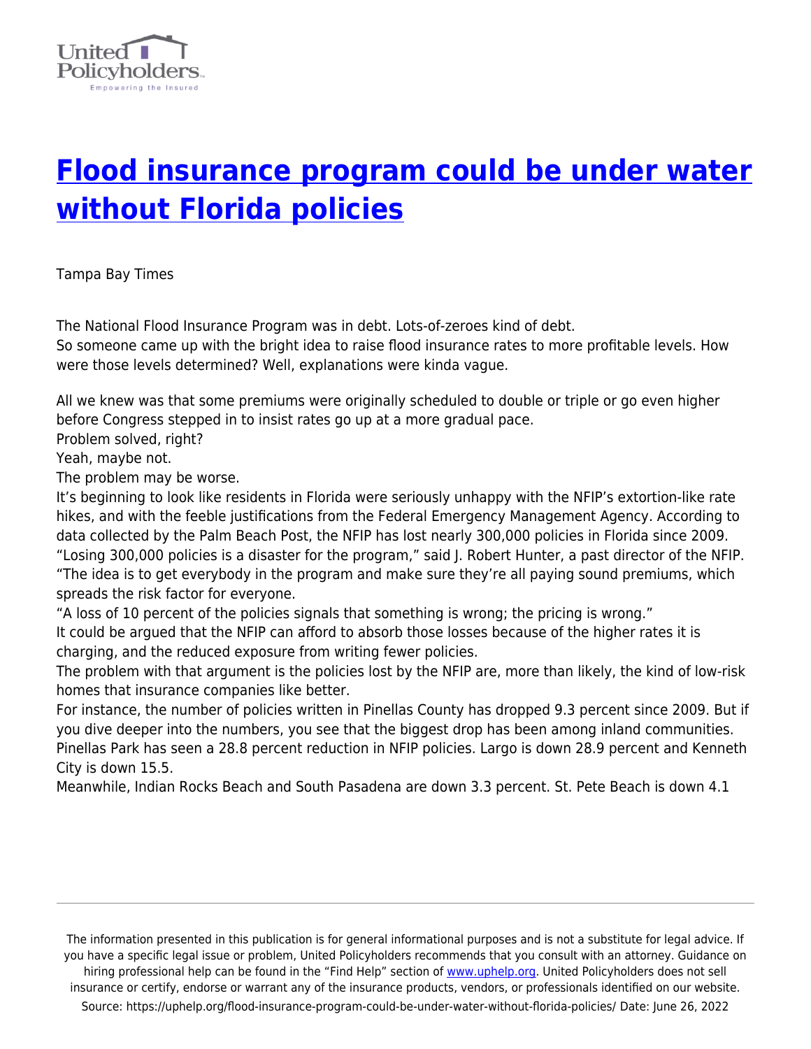# [Flood insurance program could be under water without Florida policies](https://uphelp.org/flood-insurance-program-could-be-under-water-without-florida-policies/)

Tampa Bay Times

The National Flood Insurance Program was in debt. Lots-of-zeroes kind of debt.
So someone came up with the bright idea to raise flood insurance rates to more profitable levels. How were those levels determined? Well, explanations were kinda vague.

All we knew was that some premiums were originally scheduled to double or triple or go even higher before Congress stepped in to insist rates go up at a more gradual pace.
Problem solved, right?
Yeah, maybe not.
The problem may be worse.
It's beginning to look like residents in Florida were seriously unhappy with the NFIP's extortion-like rate hikes, and with the feeble justifications from the Federal Emergency Management Agency. According to data collected by the Palm Beach Post, the NFIP has lost nearly 300,000 policies in Florida since 2009.
"Losing 300,000 policies is a disaster for the program," said J. Robert Hunter, a past director of the NFIP. "The idea is to get everybody in the program and make sure they're all paying sound premiums, which spreads the risk factor for everyone.
"A loss of 10 percent of the policies signals that something is wrong; the pricing is wrong."
It could be argued that the NFIP can afford to absorb those losses because of the higher rates it is charging, and the reduced exposure from writing fewer policies.
The problem with that argument is the policies lost by the NFIP are, more than likely, the kind of low-risk homes that insurance companies like better.
For instance, the number of policies written in Pinellas County has dropped 9.3 percent since 2009. But if you dive deeper into the numbers, you see that the biggest drop has been among inland communities. Pinellas Park has seen a 28.8 percent reduction in NFIP policies. Largo is down 28.9 percent and Kenneth City is down 15.5.
Meanwhile, Indian Rocks Beach and South Pasadena are down 3.3 percent. St. Pete Beach is down 4.1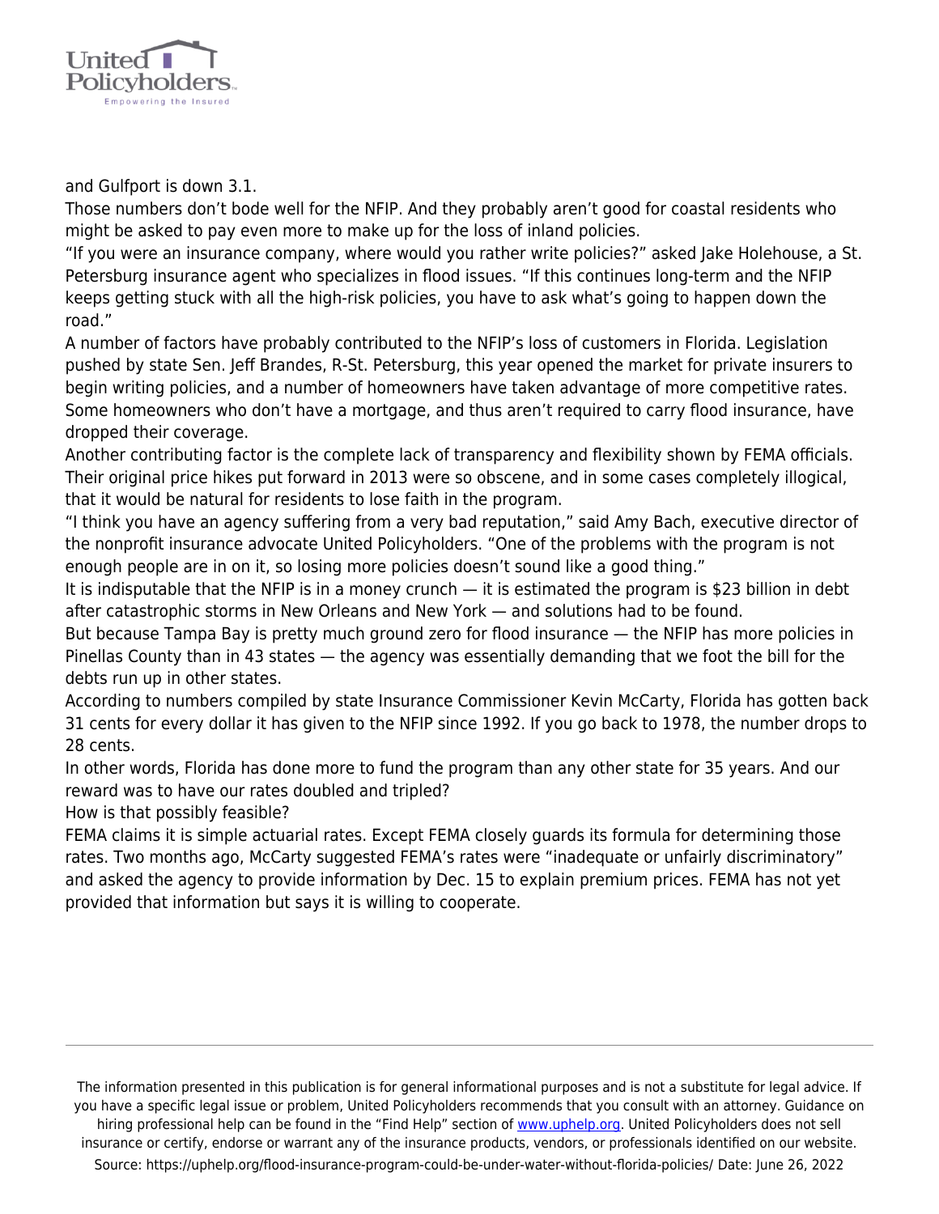and Gulfport is down 3.1.

Those numbers don't bode well for the NFIP. And they probably aren't good for coastal residents who might be asked to pay even more to make up for the loss of inland policies.

"If you were an insurance company, where would you rather write policies?" asked Jake Holehouse, a St. Petersburg insurance agent who specializes in flood issues. "If this continues long-term and the NFIP keeps getting stuck with all the high-risk policies, you have to ask what's going to happen down the road."

A number of factors have probably contributed to the NFIP's loss of customers in Florida. Legislation pushed by state Sen. Jeff Brandes, R-St. Petersburg, this year opened the market for private insurers to begin writing policies, and a number of homeowners have taken advantage of more competitive rates. Some homeowners who don't have a mortgage, and thus aren't required to carry flood insurance, have dropped their coverage.

Another contributing factor is the complete lack of transparency and flexibility shown by FEMA officials. Their original price hikes put forward in 2013 were so obscene, and in some cases completely illogical, that it would be natural for residents to lose faith in the program.

"I think you have an agency suffering from a very bad reputation," said Amy Bach, executive director of the nonprofit insurance advocate United Policyholders. "One of the problems with the program is not enough people are in on it, so losing more policies doesn't sound like a good thing."

It is indisputable that the NFIP is in a money crunch — it is estimated the program is $23 billion in debt after catastrophic storms in New Orleans and New York — and solutions had to be found.

But because Tampa Bay is pretty much ground zero for flood insurance — the NFIP has more policies in Pinellas County than in 43 states — the agency was essentially demanding that we foot the bill for the debts run up in other states.

According to numbers compiled by state Insurance Commissioner Kevin McCarty, Florida has gotten back 31 cents for every dollar it has given to the NFIP since 1992. If you go back to 1978, the number drops to 28 cents.

In other words, Florida has done more to fund the program than any other state for 35 years. And our reward was to have our rates doubled and tripled?

How is that possibly feasible?

FEMA claims it is simple actuarial rates. Except FEMA closely guards its formula for determining those rates. Two months ago, McCarty suggested FEMA's rates were "inadequate or unfairly discriminatory" and asked the agency to provide information by Dec. 15 to explain premium prices. FEMA has not yet provided that information but says it is willing to cooperate.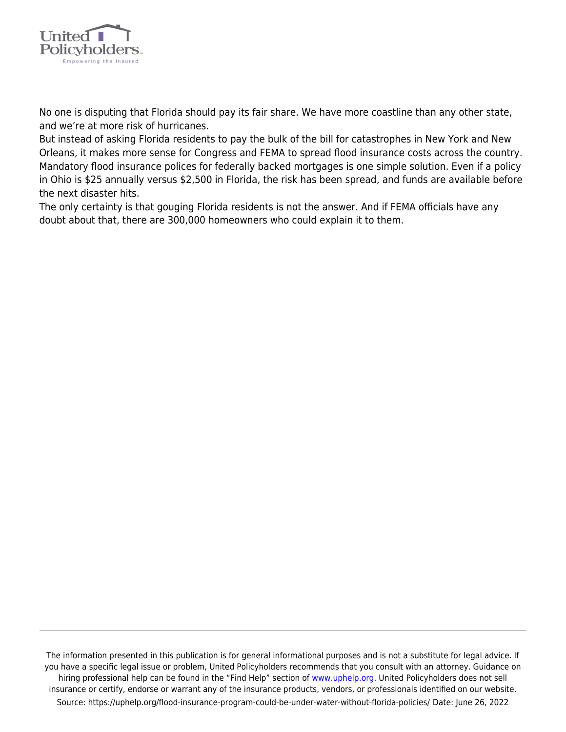No one is disputing that Florida should pay its fair share. We have more coastline than any other state, and we're at more risk of hurricanes.

But instead of asking Florida residents to pay the bulk of the bill for catastrophes in New York and New Orleans, it makes more sense for Congress and FEMA to spread flood insurance costs across the country. Mandatory flood insurance polices for federally backed mortgages is one simple solution. Even if a policy in Ohio is $25 annually versus $2,500 in Florida, the risk has been spread, and funds are available before the next disaster hits.

The only certainty is that gouging Florida residents is not the answer. And if FEMA officials have any doubt about that, there are 300,000 homeowners who could explain it to them.